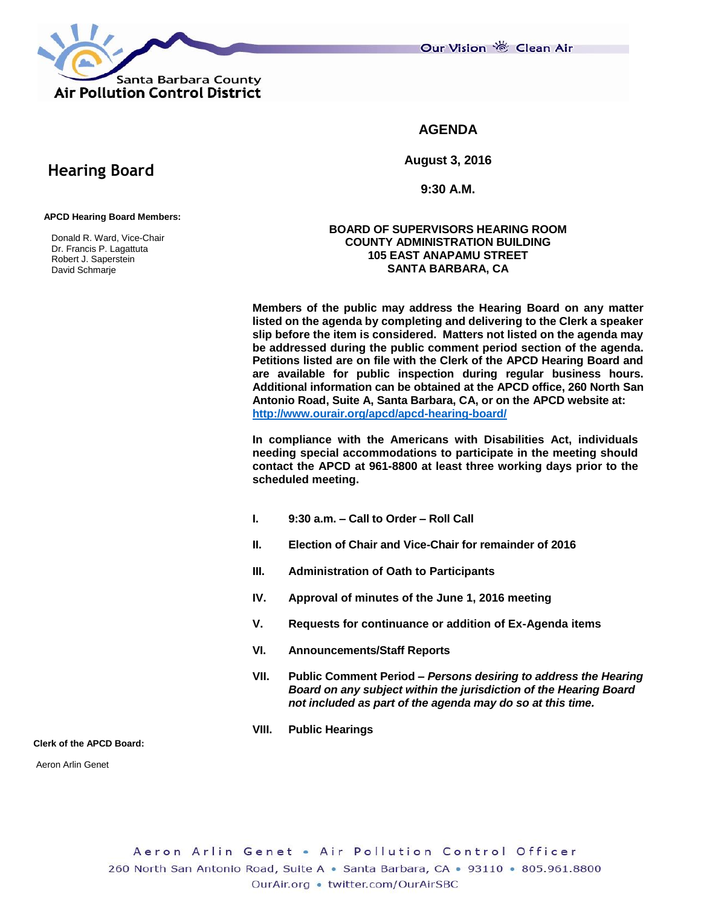Santa Barbara County
**Air Pollution Control District**

Our Vision Clean Air

# AGENDA

**August 3, 2016**

**9:30 A.M.**

## Hearing Board

**APCD Hearing Board Members:**

Donald R. Ward, Vice-Chair
Dr. Francis P. Lagattuta
Robert J. Saperstein
David Schmarje

**BOARD OF SUPERVISORS HEARING ROOM**
**COUNTY ADMINISTRATION BUILDING**
**105 EAST ANAPAMU STREET**
**SANTA BARBARA, CA**

**Members of the public may address the Hearing Board on any matter listed on the agenda by completing and delivering to the Clerk a speaker slip before the item is considered. Matters not listed on the agenda may be addressed during the public comment period section of the agenda. Petitions listed are on file with the Clerk of the APCD Hearing Board and are available for public inspection during regular business hours. Additional information can be obtained at the APCD office, 260 North San Antonio Road, Suite A, Santa Barbara, CA, or on the APCD website at: [http://www.ourair.org/apcd/apcd-hearing-board/](http://www.ourair.org/apcd/apcd-hearing-board/)**

**In compliance with the Americans with Disabilities Act, individuals needing special accommodations to participate in the meeting should contact the APCD at 961-8800 at least three working days prior to the scheduled meeting.**

**I.** **9:30 a.m. – Call to Order – Roll Call**

**II.** **Election of Chair and Vice-Chair for remainder of 2016**

**III.** **Administration of Oath to Participants**

**IV.** **Approval of minutes of the June 1, 2016 meeting**

**V.** **Requests for continuance or addition of Ex-Agenda items**

**VI.** **Announcements/Staff Reports**

**VII.** **Public Comment Period –** ***Persons desiring to address the Hearing Board on any subject within the jurisdiction of the Hearing Board not included as part of the agenda may do so at this time.***

**VIII.** **Public Hearings**

**Clerk of the APCD Board:**

Aeron Arlin Genet

Aeron Arlin Genet • Air Pollution Control Officer
260 North San Antonio Road, Suite A • Santa Barbara, CA • 93110 • 805.961.8800
OurAir.org • twitter.com/OurAirSBC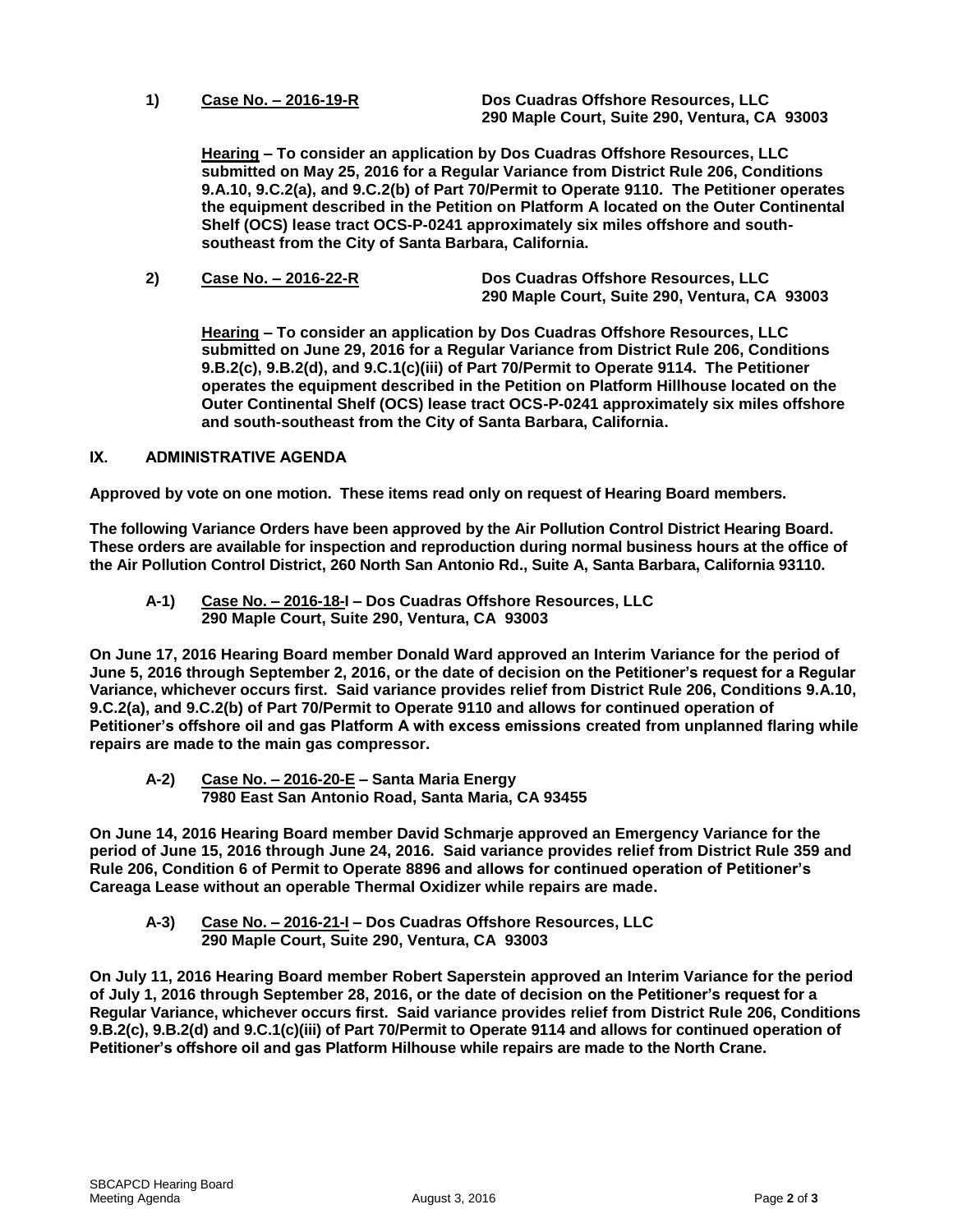**1) Case No. – 2016-19-R** **Dos Cuadras Offshore Resources, LLC**
**290 Maple Court, Suite 290, Ventura, CA 93003**

**Hearing – To consider an application by Dos Cuadras Offshore Resources, LLC submitted on May 25, 2016 for a Regular Variance from District Rule 206, Conditions 9.A.10, 9.C.2(a), and 9.C.2(b) of Part 70/Permit to Operate 9110. The Petitioner operates the equipment described in the Petition on Platform A located on the Outer Continental Shelf (OCS) lease tract OCS-P-0241 approximately six miles offshore and south-southeast from the City of Santa Barbara, California.**

**2) Case No. – 2016-22-R** **Dos Cuadras Offshore Resources, LLC**
**290 Maple Court, Suite 290, Ventura, CA 93003**

**Hearing – To consider an application by Dos Cuadras Offshore Resources, LLC submitted on June 29, 2016 for a Regular Variance from District Rule 206, Conditions 9.B.2(c), 9.B.2(d), and 9.C.1(c)(iii) of Part 70/Permit to Operate 9114. The Petitioner operates the equipment described in the Petition on Platform Hillhouse located on the Outer Continental Shelf (OCS) lease tract OCS-P-0241 approximately six miles offshore and south-southeast from the City of Santa Barbara, California.**

## IX. ADMINISTRATIVE AGENDA

**Approved by vote on one motion. These items read only on request of Hearing Board members.**

**The following Variance Orders have been approved by the Air Pollution Control District Hearing Board. These orders are available for inspection and reproduction during normal business hours at the office of the Air Pollution Control District, 260 North San Antonio Rd., Suite A, Santa Barbara, California 93110.**

**A-1) Case No. – 2016-18-I – Dos Cuadras Offshore Resources, LLC**
**290 Maple Court, Suite 290, Ventura, CA 93003**

**On June 17, 2016 Hearing Board member Donald Ward approved an Interim Variance for the period of June 5, 2016 through September 2, 2016, or the date of decision on the Petitioner's request for a Regular Variance, whichever occurs first. Said variance provides relief from District Rule 206, Conditions 9.A.10, 9.C.2(a), and 9.C.2(b) of Part 70/Permit to Operate 9110 and allows for continued operation of Petitioner's offshore oil and gas Platform A with excess emissions created from unplanned flaring while repairs are made to the main gas compressor.**

**A-2) Case No. – 2016-20-E – Santa Maria Energy**
**7980 East San Antonio Road, Santa Maria, CA 93455**

**On June 14, 2016 Hearing Board member David Schmarje approved an Emergency Variance for the period of June 15, 2016 through June 24, 2016. Said variance provides relief from District Rule 359 and Rule 206, Condition 6 of Permit to Operate 8896 and allows for continued operation of Petitioner's Careaga Lease without an operable Thermal Oxidizer while repairs are made.**

**A-3) Case No. – 2016-21-I – Dos Cuadras Offshore Resources, LLC**
**290 Maple Court, Suite 290, Ventura, CA 93003**

**On July 11, 2016 Hearing Board member Robert Saperstein approved an Interim Variance for the period of July 1, 2016 through September 28, 2016, or the date of decision on the Petitioner's request for a Regular Variance, whichever occurs first. Said variance provides relief from District Rule 206, Conditions 9.B.2(c), 9.B.2(d) and 9.C.1(c)(iii) of Part 70/Permit to Operate 9114 and allows for continued operation of Petitioner's offshore oil and gas Platform Hilhouse while repairs are made to the North Crane.**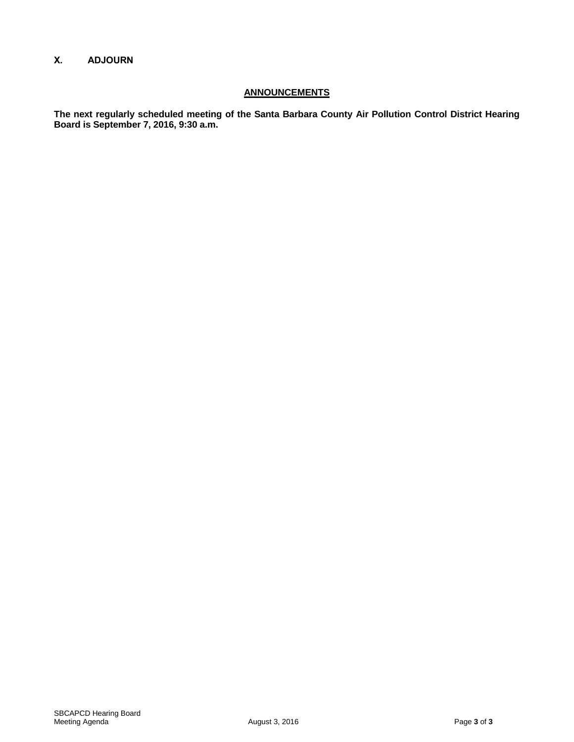## X. ADJOURN

**ANNOUNCEMENTS**

**The next regularly scheduled meeting of the Santa Barbara County Air Pollution Control District Hearing Board is September 7, 2016, 9:30 a.m.**